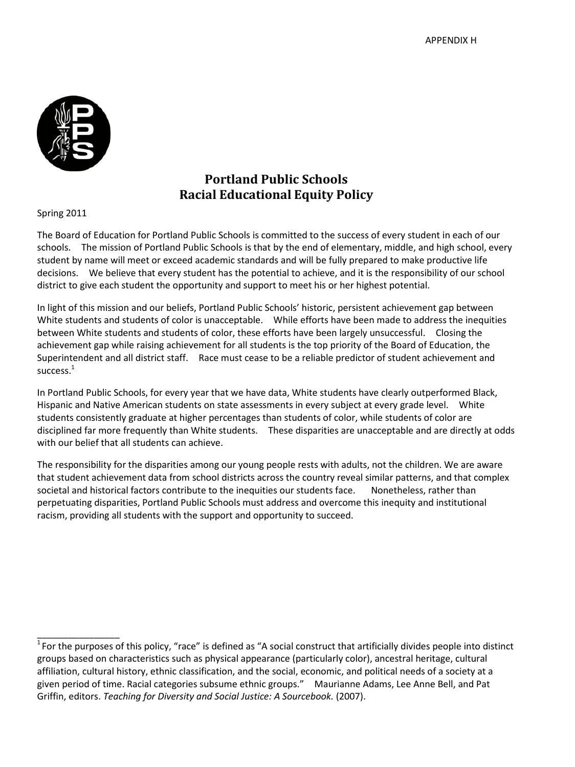APPENDIX H

# Portland Public Schools
# Racial Educational Equity Policy

Spring 2011

The Board of Education for Portland Public Schools is committed to the success of every student in each of our schools. The mission of Portland Public Schools is that by the end of elementary, middle, and high school, every student by name will meet or exceed academic standards and will be fully prepared to make productive life decisions. We believe that every student has the potential to achieve, and it is the responsibility of our school district to give each student the opportunity and support to meet his or her highest potential.

In light of this mission and our beliefs, Portland Public Schools' historic, persistent achievement gap between White students and students of color is unacceptable. While efforts have been made to address the inequities between White students and students of color, these efforts have been largely unsuccessful. Closing the achievement gap while raising achievement for all students is the top priority of the Board of Education, the Superintendent and all district staff. Race must cease to be a reliable predictor of student achievement and success.[1]

In Portland Public Schools, for every year that we have data, White students have clearly outperformed Black, Hispanic and Native American students on state assessments in every subject at every grade level. White students consistently graduate at higher percentages than students of color, while students of color are disciplined far more frequently than White students. These disparities are unacceptable and are directly at odds with our belief that all students can achieve.

The responsibility for the disparities among our young people rests with adults, not the children. We are aware that student achievement data from school districts across the country reveal similar patterns, and that complex societal and historical factors contribute to the inequities our students face. Nonetheless, rather than perpetuating disparities, Portland Public Schools must address and overcome this inequity and institutional racism, providing all students with the support and opportunity to succeed.

---

[1] For the purposes of this policy, "race" is defined as "A social construct that artificially divides people into distinct groups based on characteristics such as physical appearance (particularly color), ancestral heritage, cultural affiliation, cultural history, ethnic classification, and the social, economic, and political needs of a society at a given period of time. Racial categories subsume ethnic groups." Maurianne Adams, Lee Anne Bell, and Pat Griffin, editors. *Teaching for Diversity and Social Justice: A Sourcebook.* (2007).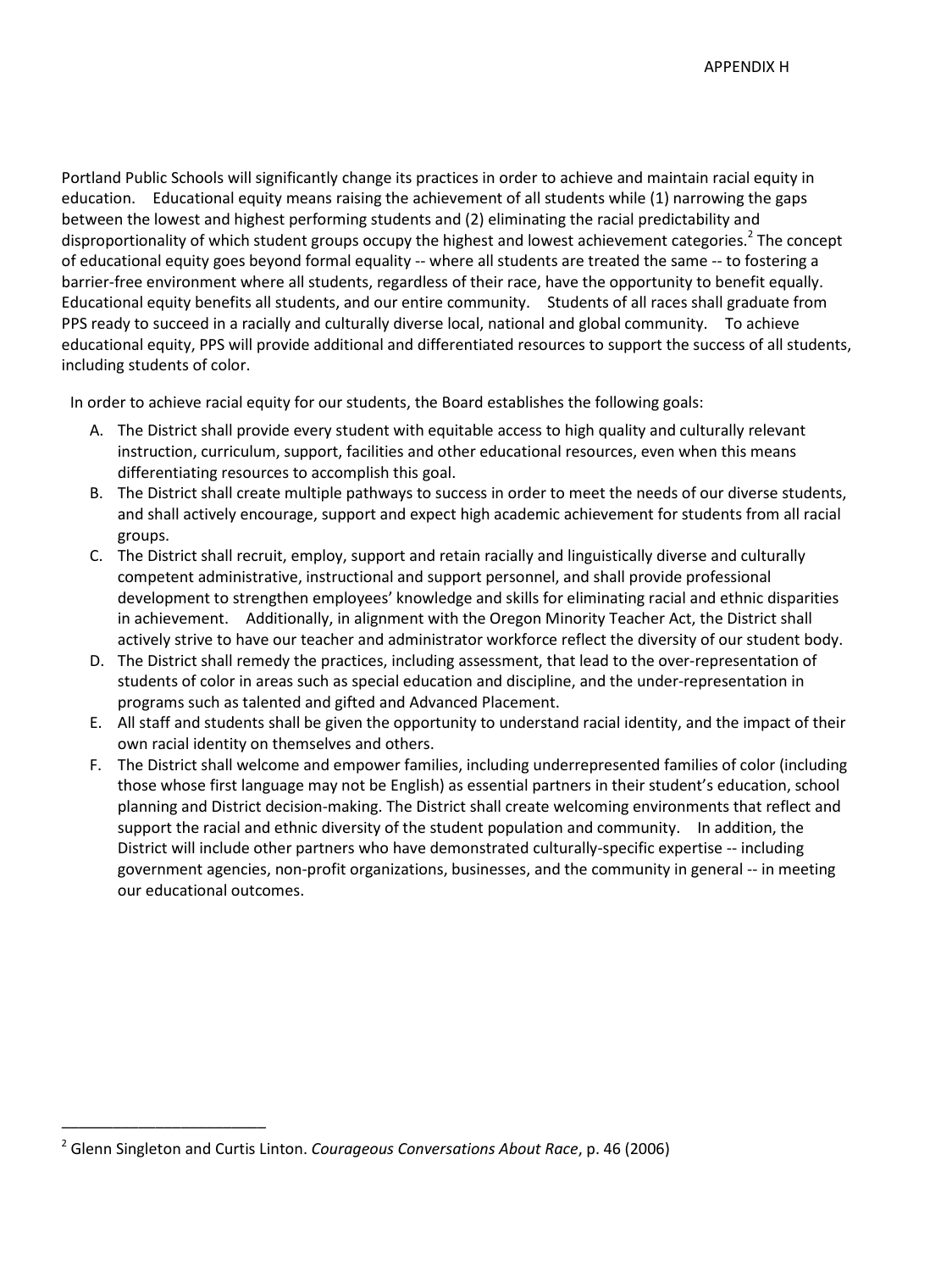Portland Public Schools will significantly change its practices in order to achieve and maintain racial equity in education. Educational equity means raising the achievement of all students while (1) narrowing the gaps between the lowest and highest performing students and (2) eliminating the racial predictability and disproportionality of which student groups occupy the highest and lowest achievement categories.[2] The concept of educational equity goes beyond formal equality -- where all students are treated the same -- to fostering a barrier-free environment where all students, regardless of their race, have the opportunity to benefit equally. Educational equity benefits all students, and our entire community. Students of all races shall graduate from PPS ready to succeed in a racially and culturally diverse local, national and global community. To achieve educational equity, PPS will provide additional and differentiated resources to support the success of all students, including students of color.

In order to achieve racial equity for our students, the Board establishes the following goals:

A. The District shall provide every student with equitable access to high quality and culturally relevant instruction, curriculum, support, facilities and other educational resources, even when this means differentiating resources to accomplish this goal.
B. The District shall create multiple pathways to success in order to meet the needs of our diverse students, and shall actively encourage, support and expect high academic achievement for students from all racial groups.
C. The District shall recruit, employ, support and retain racially and linguistically diverse and culturally competent administrative, instructional and support personnel, and shall provide professional development to strengthen employees' knowledge and skills for eliminating racial and ethnic disparities in achievement. Additionally, in alignment with the Oregon Minority Teacher Act, the District shall actively strive to have our teacher and administrator workforce reflect the diversity of our student body.
D. The District shall remedy the practices, including assessment, that lead to the over-representation of students of color in areas such as special education and discipline, and the under-representation in programs such as talented and gifted and Advanced Placement.
E. All staff and students shall be given the opportunity to understand racial identity, and the impact of their own racial identity on themselves and others.
F. The District shall welcome and empower families, including underrepresented families of color (including those whose first language may not be English) as essential partners in their student's education, school planning and District decision-making. The District shall create welcoming environments that reflect and support the racial and ethnic diversity of the student population and community. In addition, the District will include other partners who have demonstrated culturally-specific expertise -- including government agencies, non-profit organizations, businesses, and the community in general -- in meeting our educational outcomes.

---

[2] Glenn Singleton and Curtis Linton. *Courageous Conversations About Race*, p. 46 (2006)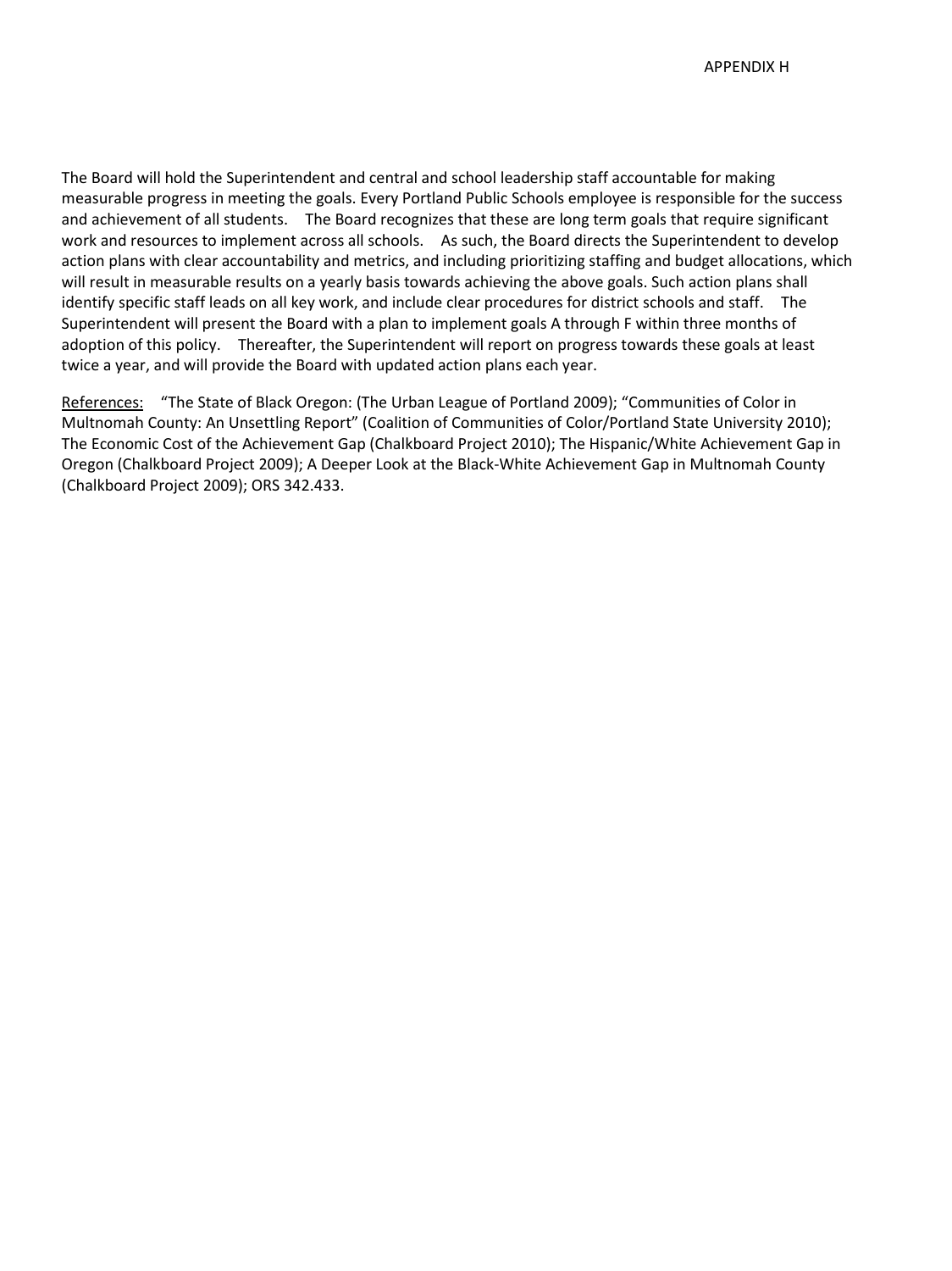APPENDIX H

The Board will hold the Superintendent and central and school leadership staff accountable for making measurable progress in meeting the goals. Every Portland Public Schools employee is responsible for the success and achievement of all students. The Board recognizes that these are long term goals that require significant work and resources to implement across all schools. As such, the Board directs the Superintendent to develop action plans with clear accountability and metrics, and including prioritizing staffing and budget allocations, which will result in measurable results on a yearly basis towards achieving the above goals. Such action plans shall identify specific staff leads on all key work, and include clear procedures for district schools and staff. The Superintendent will present the Board with a plan to implement goals A through F within three months of adoption of this policy. Thereafter, the Superintendent will report on progress towards these goals at least twice a year, and will provide the Board with updated action plans each year.

References: "The State of Black Oregon: (The Urban League of Portland 2009); "Communities of Color in Multnomah County: An Unsettling Report" (Coalition of Communities of Color/Portland State University 2010); The Economic Cost of the Achievement Gap (Chalkboard Project 2010); The Hispanic/White Achievement Gap in Oregon (Chalkboard Project 2009); A Deeper Look at the Black-White Achievement Gap in Multnomah County (Chalkboard Project 2009); ORS 342.433.